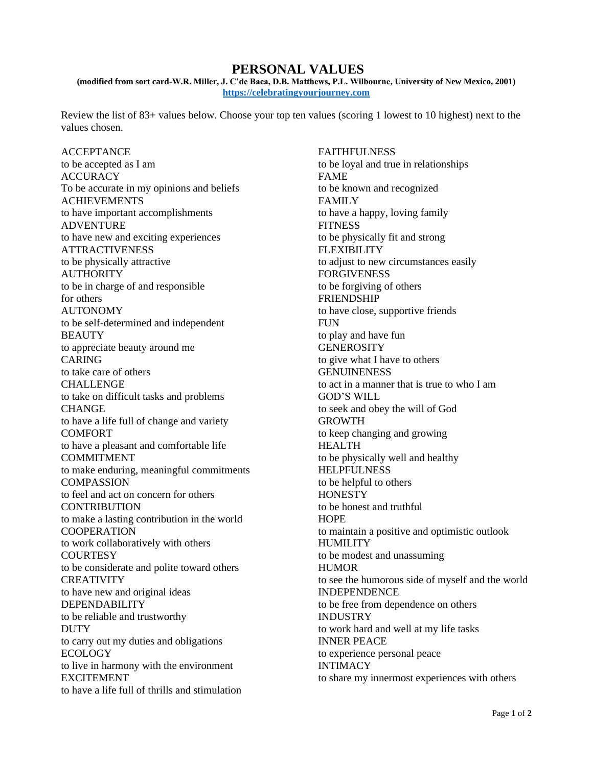# PERSONAL VALUES

**(modified from sort card-W.R. Miller, J. C'de Baca, D.B. Matthews, P.L. Wilbourne, University of New Mexico, 2001)**

**https://celebratingyourjourney.com**

Review the list of 83+ values below. Choose your top ten values (scoring 1 lowest to 10 highest) next to the values chosen.

ACCEPTANCE
to be accepted as I am

ACCURACY
To be accurate in my opinions and beliefs

ACHIEVEMENTS
to have important accomplishments

ADVENTURE
to have new and exciting experiences

ATTRACTIVENESS
to be physically attractive

AUTHORITY
to be in charge of and responsible for others

AUTONOMY
to be self-determined and independent

BEAUTY
to appreciate beauty around me

CARING
to take care of others

CHALLENGE
to take on difficult tasks and problems

CHANGE
to have a life full of change and variety

COMFORT
to have a pleasant and comfortable life

COMMITMENT
to make enduring, meaningful commitments

COMPASSION
to feel and act on concern for others

CONTRIBUTION
to make a lasting contribution in the world

COOPERATION
to work collaboratively with others

COURTESY
to be considerate and polite toward others

CREATIVITY
to have new and original ideas

DEPENDABILITY
to be reliable and trustworthy

DUTY
to carry out my duties and obligations

ECOLOGY
to live in harmony with the environment

EXCITEMENT
to have a life full of thrills and stimulation

FAITHFULNESS
to be loyal and true in relationships

FAME
to be known and recognized

FAMILY
to have a happy, loving family

FITNESS
to be physically fit and strong

FLEXIBILITY
to adjust to new circumstances easily

FORGIVENESS
to be forgiving of others

FRIENDSHIP
to have close, supportive friends

FUN
to play and have fun

GENEROSITY
to give what I have to others

GENUINENESS
to act in a manner that is true to who I am

GOD'S WILL
to seek and obey the will of God

GROWTH
to keep changing and growing

HEALTH
to be physically well and healthy

HELPFULNESS
to be helpful to others

HONESTY
to be honest and truthful

HOPE
to maintain a positive and optimistic outlook

HUMILITY
to be modest and unassuming

HUMOR
to see the humorous side of myself and the world

INDEPENDENCE
to be free from dependence on others

INDUSTRY
to work hard and well at my life tasks

INNER PEACE
to experience personal peace

INTIMACY
to share my innermost experiences with others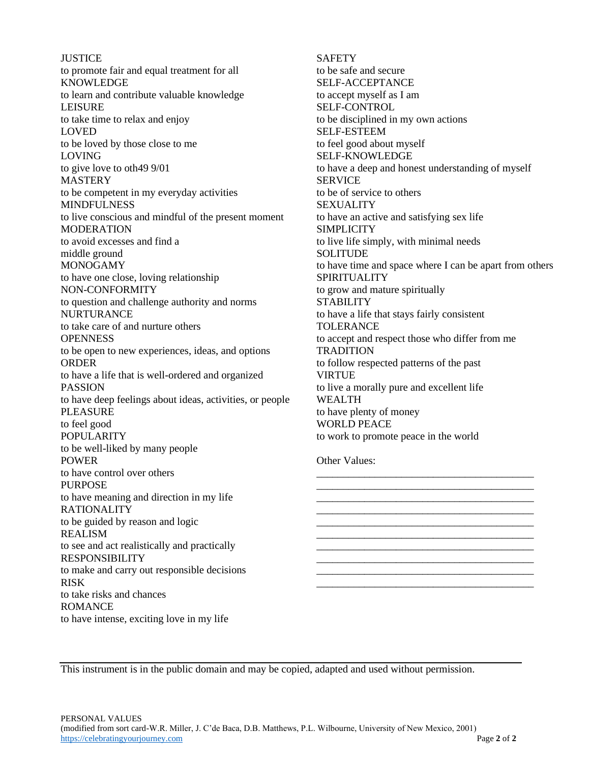JUSTICE
to promote fair and equal treatment for all
KNOWLEDGE
to learn and contribute valuable knowledge
LEISURE
to take time to relax and enjoy
LOVED
to be loved by those close to me
LOVING
to give love to oth49 9/01
MASTERY
to be competent in my everyday activities
MINDFULNESS
to live conscious and mindful of the present moment
MODERATION
to avoid excesses and find a
middle ground
MONOGAMY
to have one close, loving relationship
NON-CONFORMITY
to question and challenge authority and norms
NURTURANCE
to take care of and nurture others
OPENNESS
to be open to new experiences, ideas, and options
ORDER
to have a life that is well-ordered and organized
PASSION
to have deep feelings about ideas, activities, or people
PLEASURE
to feel good
POPULARITY
to be well-liked by many people
POWER
to have control over others
PURPOSE
to have meaning and direction in my life
RATIONALITY
to be guided by reason and logic
REALISM
to see and act realistically and practically
RESPONSIBILITY
to make and carry out responsible decisions
RISK
to take risks and chances
ROMANCE
to have intense, exciting love in my life
SAFETY
to be safe and secure
SELF-ACCEPTANCE
to accept myself as I am
SELF-CONTROL
to be disciplined in my own actions
SELF-ESTEEM
to feel good about myself
SELF-KNOWLEDGE
to have a deep and honest understanding of myself
SERVICE
to be of service to others
SEXUALITY
to have an active and satisfying sex life
SIMPLICITY
to live life simply, with minimal needs
SOLITUDE
to have time and space where I can be apart from others
SPIRITUALITY
to grow and mature spiritually
STABILITY
to have a life that stays fairly consistent
TOLERANCE
to accept and respect those who differ from me
TRADITION
to follow respected patterns of the past
VIRTUE
to live a morally pure and excellent life
WEALTH
to have plenty of money
WORLD PEACE
to work to promote peace in the world

Other Values:

\_\_\_\_\_\_\_\_\_\_\_\_\_\_\_\_\_\_\_\_\_\_\_\_\_\_\_\_\_\_\_\_\_\_\_\_\_\_\_\_\_\_

\_\_\_\_\_\_\_\_\_\_\_\_\_\_\_\_\_\_\_\_\_\_\_\_\_\_\_\_\_\_\_\_\_\_\_\_\_\_\_\_\_\_

\_\_\_\_\_\_\_\_\_\_\_\_\_\_\_\_\_\_\_\_\_\_\_\_\_\_\_\_\_\_\_\_\_\_\_\_\_\_\_\_\_\_

\_\_\_\_\_\_\_\_\_\_\_\_\_\_\_\_\_\_\_\_\_\_\_\_\_\_\_\_\_\_\_\_\_\_\_\_\_\_\_\_\_\_

\_\_\_\_\_\_\_\_\_\_\_\_\_\_\_\_\_\_\_\_\_\_\_\_\_\_\_\_\_\_\_\_\_\_\_\_\_\_\_\_\_\_

\_\_\_\_\_\_\_\_\_\_\_\_\_\_\_\_\_\_\_\_\_\_\_\_\_\_\_\_\_\_\_\_\_\_\_\_\_\_\_\_\_\_

\_\_\_\_\_\_\_\_\_\_\_\_\_\_\_\_\_\_\_\_\_\_\_\_\_\_\_\_\_\_\_\_\_\_\_\_\_\_\_\_\_\_

\_\_\_\_\_\_\_\_\_\_\_\_\_\_\_\_\_\_\_\_\_\_\_\_\_\_\_\_\_\_\_\_\_\_\_\_\_\_\_\_\_\_

\_\_\_\_\_\_\_\_\_\_\_\_\_\_\_\_\_\_\_\_\_\_\_\_\_\_\_\_\_\_\_\_\_\_\_\_\_\_\_\_\_\_

\_\_\_\_\_\_\_\_\_\_\_\_\_\_\_\_\_\_\_\_\_\_\_\_\_\_\_\_\_\_\_\_\_\_\_\_\_\_\_\_\_\_

---

This instrument is in the public domain and may be copied, adapted and used without permission.

PERSONAL VALUES
(modified from sort card-W.R. Miller, J. C'de Baca, D.B. Matthews, P.L. Wilbourne, University of New Mexico, 2001)
https://celebratingyourjourney.com